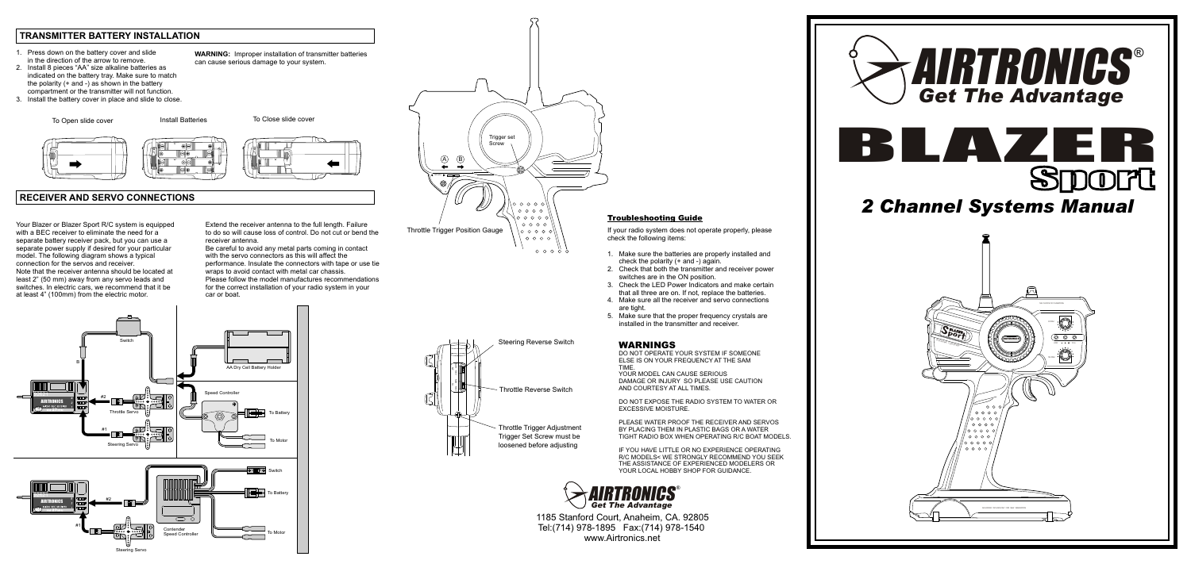## TRANSMITTER BATTERY INSTALLATION

1. Press down on the battery cover and slide in the direction of the arrow to remove.
2. Install 8 pieces "AA" size alkaline batteries as indicated on the battery tray. Make sure to match the polarity (+ and -) as shown in the battery compartment or the transmitter will not function.
3. Install the battery cover in place and slide to close.

**WARNING:** Improper installation of transmitter batteries can cause serious damage to your system.

To Open slide cover | Install Batteries | To Close slide cover

## RECEIVER AND SERVO CONNECTIONS

Your Blazer or Blazer Sport R/C system is equipped with a BEC receiver to eliminate the need for a separate battery receiver pack, but you can use a separate power supply if desired for your particular model. The following diagram shows a typical connection for the servos and receiver.
Note that the receiver antenna should be located at least 2" (50 mm) away from any servo leads and switches. In electric cars, we recommend that it be at least 4" (100mm) from the electric motor.

Extend the receiver antenna to the full length. Failure to do so will cause loss of control. Do not cut or bend the receiver antenna.
Be careful to avoid any metal parts coming in contact with the servo connectors as this will affect the performance. Insulate the connectors with tape or use tie wraps to avoid contact with metal car chassis.
Please follow the model manufactures recommendations for the correct installation of your radio system in your car or boat.

Switch | B | AA Dry Cell Battery Holder | #2 | Throttle Servo | #1 | Steering Servo | Speed Controller | To Battery | To Motor

#2 | #1 | Steering Servo | Contender Speed Controller | Switch | To Battery | To Motor

Trigger set Screw | A | B | Throttle Trigger Position Gauge

Steering Reverse Switch | Throttle Reverse Switch | Throttle Trigger Adjustment Trigger Set Screw must be loosened before adjusting

### Troubleshooting Guide

If your radio system does not operate properly, please check the following items:

1. Make sure the batteries are properly installed and check the polarity (+ and -) again.
2. Check that both the transmitter and receiver power switches are in the ON position.
3. Check the LED Power Indicators and make certain that all three are on. If not, replace the batteries.
4. Make sure all the receiver and servo connections are tight.
5. Make sure that the proper frequency crystals are installed in the transmitter and receiver.

### WARNINGS

DO NOT OPERATE YOUR SYSTEM IF SOMEONE ELSE IS ON YOUR FREQUENCY AT THE SAM TIME.
YOUR MODEL CAN CAUSE SERIOUS DAMAGE OR INJURY SO PLEASE USE CAUTION AND COURTESY AT ALL TIMES.

DO NOT EXPOSE THE RADIO SYSTEM TO WATER OR EXCESSIVE MOISTURE.

PLEASE WATER PROOF THE RECEIVER AND SERVOS BY PLACING THEM IN PLASTIC BAGS OR A WATER TIGHT RADIO BOX WHEN OPERATING R/C BOAT MODELS.

IF YOU HAVE LITTLE OR NO EXPERIENCE OPERATING R/C MODELS< WE STRONGLY RECOMMEND YOU SEEK THE ASSISTANCE OF EXPERIENCED MODELERS OR YOUR LOCAL HOBBY SHOP FOR GUIDANCE.

AIRTRONICS® *Get The Advantage*

1185 Stanford Court, Anaheim, CA. 92805
Tel:(714) 978-1895 Fax:(714) 978-1540
www.Airtronics.net

# AIRTRONICS®

*Get The Advantage*

# BLAZER Sport

## *2 Channel Systems Manual*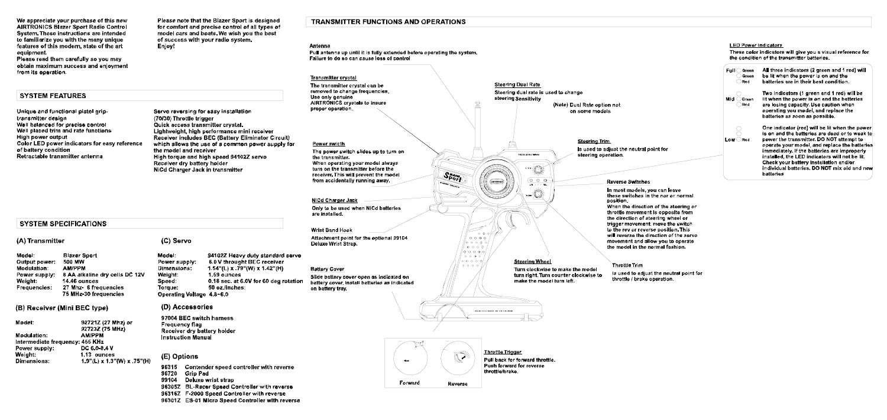We appreciate your purchase of this new AIRTRONICS Blazer Sport Radio Control System. These instructions are intended to familiarize you with the many unique features of this modem, state of the art equipment.
Please read them carefully so you may obtain maximum success and enjoyment from its operation.

Please note that the Blazer Sport is designed for comfort and precise control of all types of model cars and boats. We wish you the best of success with your radio system.
Enjoy!

## SYSTEM FEATURES

Unique and functional pistol grip-transmitter design
Well balanced for precise control
Well placed trim and rate functions
High power output
Color LED power indicators for easy reference of battery condition
Retractable transmitter antenna

Servo reversing for easy installation
(70/30) Throttle trigger
Quick access transmitter crystal.
Lightweight, high performance mini receiver
Receiver includes BEC (Battery Eliminator Circuit) which allows the use of a common power supply for the model and receiver
High torque and high speed 94102Z servo
Receiver dry battery holder
NiCd Charger Jack in transmitter

## SYSTEM SPECIFICATIONS

### (A) Transmitter

| | |
|---|---|
| Model: | Blazer Sport |
| Output power: | 500 MW |
| Modulation: | AM/PPM |
| Power supply: | 8 AA alkaline dry cells DC 12V |
| Weight: | 14.46 ounces |
| Frequencies: | 27 Mhz- 6 frequencies<br>75 MHz-30 frequencies |

### (B) Receiver (Mini BEC type)

| | |
|---|---|
| Model: | 92721Z (27 Mhz) or<br>92723Z (75 MHz) |
| Modulation: | AM/PPM |
| Intermediate frequency: | 455 KHz |
| Power supply: | DC 6.0-8.4 V |
| Weight: | 1.13 ounces |
| Dimensions: | 1.9"(L) x 1.3"(W) x .75"(H) |

### (C) Servo

| | |
|---|---|
| Model: | 94102Z Heavy duty standard servo |
| Power supply: | 6.0 V throught BEC receiver |
| Dimensions: | 1.54"(L) x .79"(W) x 1.42"(H) |
| Weight: | 1.59 ounces |
| Speed: | 0.18 sec. at 6.0V for 60 deg rotation |
| Torque: | 50 oz/inches: |
| Operating Voltage | 4.8~6.0 |

### (D) Accessories

97004 BEC switch harness
Frequency flag
Receiver dry battery holder
Instruction Manual

### (E) Options

96315 Contender speed controller with reverse
96720 Grip Pad
99104 Deluxe wrist strap
96305Z BL-Racer Speed Controller with reverse
96316Z F-2000 Speed Controller with reverse
96301Z ES-01 Micro Speed Controller with reverse

## TRANSMITTER FUNCTIONS AND OPERATIONS

**Antenna**
Pull antenna up until it is fully extended before operating the system. Failure to do so can cause loss of control

**Transmitter crystal**
The transmitter crystal can be removed to change frequencies. Use only genuine AIRTRONICS crystals to insure proper operation.

**Power switch**
The power switch slides up to turn on the transmitter.
When operating your model always turn on the transmitter before the receiver. This will prevent the model from accidentally running away.

**NiCd Charger Jack**
Only to be used when NiCd batteries are installed.

**Wrist Band Hook**
Attachment point for the optional 99104 Deluxe Wrist Strap.

**Battery Cover**
Slide battery cover open as indicated on battery cover. Install batteries as indicated on battery tray.

**Steering Dual Rate**
Steering dual rate is used to change steering Sensitivity
(Note) Dual Rate option not on some models

**Steering Trim**
Is used to adjust the neutral point for steering operation.

**Reverse Switches**
In most models, you can leave these switches in the nor or normal position.
When the direction of the steering or throttle movement is opposite from the direction of steering wheel or trigger movement, move the switch to the rev or reverse position. This will reverse the direction of the servo movement and allow you to operate the model in the normal fashion.

**Steering Wheel**
Turn clockwise to make the model turn right. Turn counter clockwise to make the model turn left.

**Throttle Trim**
Is used to adjust the neutral point for throttle / brake operation.

**Throttle Trigger**
Pull back for forward throttle.
Push forward for reverse throttle/brake.

Forward
Reverse

**LED Power Indicators**
These color indicators will give you a visual reference for the condition of the transmitter batteries.

Full: Green, Green, Red — All three indicators (2 green and 1 red) will be lit when the power is on and the batteries are in their best condition.

Mid: Green, Red — Two indicators (1 green and 1 red) will be lit when the power is on and the batteries are losing capacity. Use caution when operating you model, and replace the batteries as soon as possible.

Low: Red — One indicator (red) will be lit when the power is on and the batteries are dead or to weak to power the transmitter. DO NOT attempt to operate your model, and replace the batteries immediately. If the batteries are improperly installed, the LED indicators will not be lit. Check your battery installation and/or individual batteries. **DO NOT** mix old and new batteries